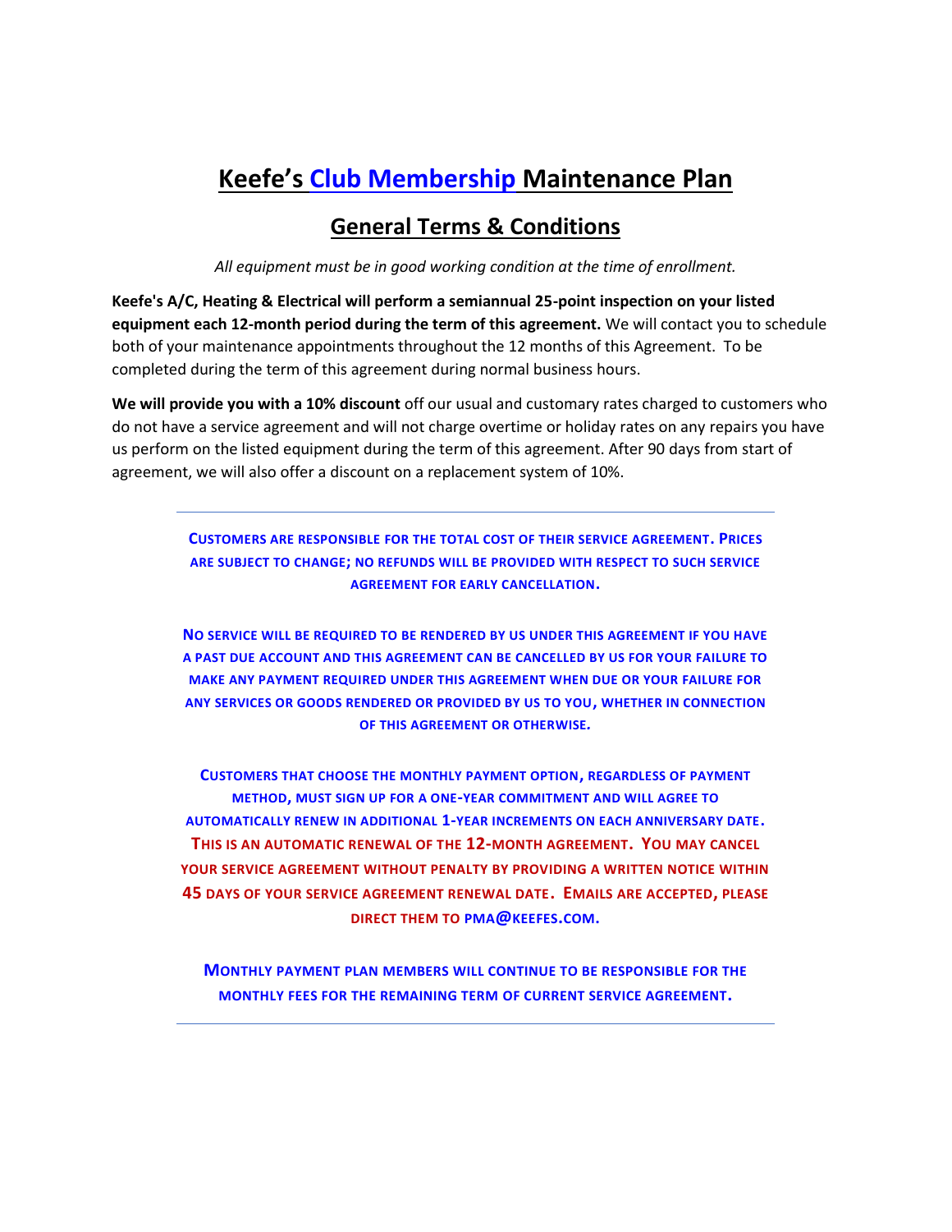# Keefe's Club Membership Maintenance Plan

## General Terms & Conditions

*All equipment must be in good working condition at the time of enrollment.*

**Keefe's A/C, Heating & Electrical will perform a semiannual 25-point inspection on your listed equipment each 12-month period during the term of this agreement.** We will contact you to schedule both of your maintenance appointments throughout the 12 months of this Agreement. To be completed during the term of this agreement during normal business hours.

**We will provide you with a 10% discount** off our usual and customary rates charged to customers who do not have a service agreement and will not charge overtime or holiday rates on any repairs you have us perform on the listed equipment during the term of this agreement. After 90 days from start of agreement, we will also offer a discount on a replacement system of 10%.

---

**CUSTOMERS ARE RESPONSIBLE FOR THE TOTAL COST OF THEIR SERVICE AGREEMENT. PRICES ARE SUBJECT TO CHANGE; NO REFUNDS WILL BE PROVIDED WITH RESPECT TO SUCH SERVICE AGREEMENT FOR EARLY CANCELLATION.**

**NO SERVICE WILL BE REQUIRED TO BE RENDERED BY US UNDER THIS AGREEMENT IF YOU HAVE A PAST DUE ACCOUNT AND THIS AGREEMENT CAN BE CANCELLED BY US FOR YOUR FAILURE TO MAKE ANY PAYMENT REQUIRED UNDER THIS AGREEMENT WHEN DUE OR YOUR FAILURE FOR ANY SERVICES OR GOODS RENDERED OR PROVIDED BY US TO YOU, WHETHER IN CONNECTION OF THIS AGREEMENT OR OTHERWISE.**

**CUSTOMERS THAT CHOOSE THE MONTHLY PAYMENT OPTION, REGARDLESS OF PAYMENT METHOD, MUST SIGN UP FOR A ONE-YEAR COMMITMENT AND WILL AGREE TO AUTOMATICALLY RENEW IN ADDITIONAL 1-YEAR INCREMENTS ON EACH ANNIVERSARY DATE. THIS IS AN AUTOMATIC RENEWAL OF THE 12-MONTH AGREEMENT. YOU MAY CANCEL YOUR SERVICE AGREEMENT WITHOUT PENALTY BY PROVIDING A WRITTEN NOTICE WITHIN 45 DAYS OF YOUR SERVICE AGREEMENT RENEWAL DATE. EMAILS ARE ACCEPTED, PLEASE DIRECT THEM TO PMA@KEEFES.COM.**

**MONTHLY PAYMENT PLAN MEMBERS WILL CONTINUE TO BE RESPONSIBLE FOR THE MONTHLY FEES FOR THE REMAINING TERM OF CURRENT SERVICE AGREEMENT.**

---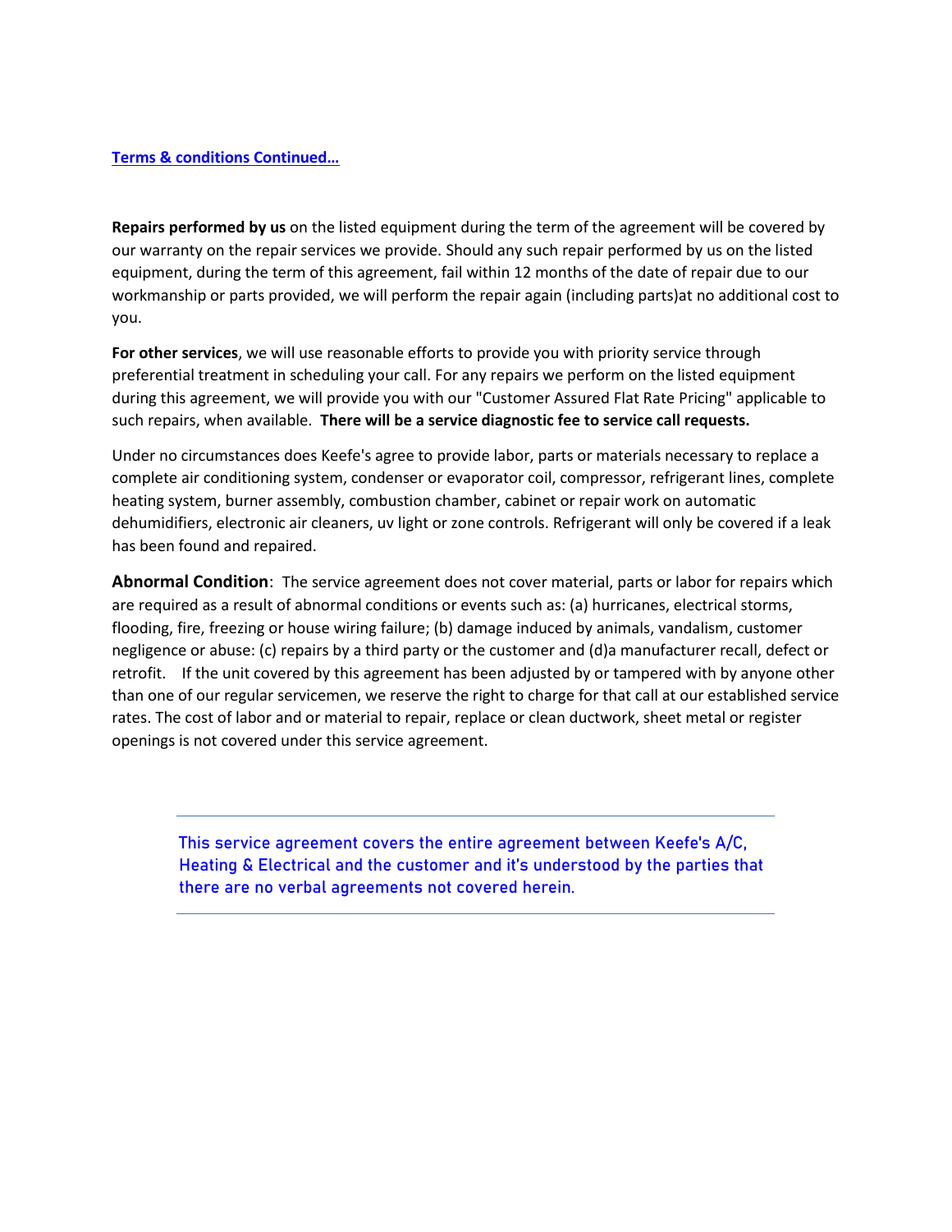**Terms & conditions Continued…**

**Repairs performed by us** on the listed equipment during the term of the agreement will be covered by our warranty on the repair services we provide. Should any such repair performed by us on the listed equipment, during the term of this agreement, fail within 12 months of the date of repair due to our workmanship or parts provided, we will perform the repair again (including parts)at no additional cost to you.

**For other services**, we will use reasonable efforts to provide you with priority service through preferential treatment in scheduling your call. For any repairs we perform on the listed equipment during this agreement, we will provide you with our "Customer Assured Flat Rate Pricing" applicable to such repairs, when available. **There will be a service diagnostic fee to service call requests.**

Under no circumstances does Keefe's agree to provide labor, parts or materials necessary to replace a complete air conditioning system, condenser or evaporator coil, compressor, refrigerant lines, complete heating system, burner assembly, combustion chamber, cabinet or repair work on automatic dehumidifiers, electronic air cleaners, uv light or zone controls. Refrigerant will only be covered if a leak has been found and repaired.

**Abnormal Condition**: The service agreement does not cover material, parts or labor for repairs which are required as a result of abnormal conditions or events such as: (a) hurricanes, electrical storms, flooding, fire, freezing or house wiring failure; (b) damage induced by animals, vandalism, customer negligence or abuse: (c) repairs by a third party or the customer and (d)a manufacturer recall, defect or retrofit. If the unit covered by this agreement has been adjusted by or tampered with by anyone other than one of our regular servicemen, we reserve the right to charge for that call at our established service rates. The cost of labor and or material to repair, replace or clean ductwork, sheet metal or register openings is not covered under this service agreement.

---

This service agreement covers the entire agreement between Keefe's A/C, Heating & Electrical and the customer and it's understood by the parties that there are no verbal agreements not covered herein.

---